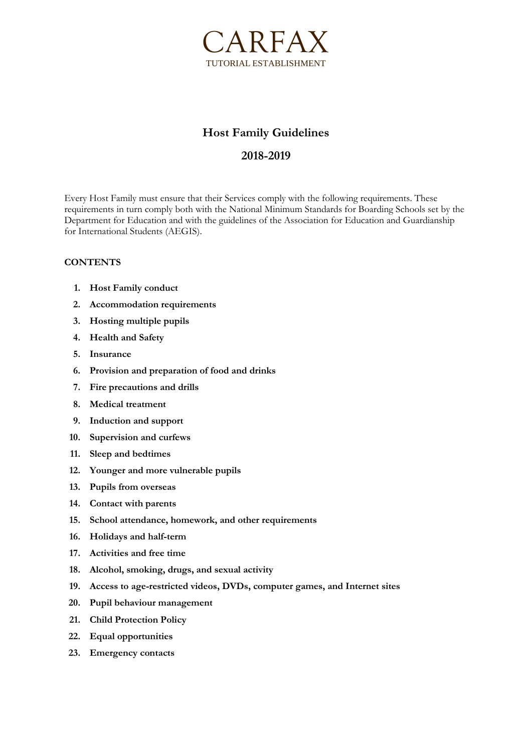CARFAX

TUTORIAL ESTABLISHMENT

# Host Family Guidelines

## 2018-2019

Every Host Family must ensure that their Services comply with the following requirements. These requirements in turn comply both with the National Minimum Standards for Boarding Schools set by the Department for Education and with the guidelines of the Association for Education and Guardianship for International Students (AEGIS).

**CONTENTS**

1. **Host Family conduct**
2. **Accommodation requirements**
3. **Hosting multiple pupils**
4. **Health and Safety**
5. **Insurance**
6. **Provision and preparation of food and drinks**
7. **Fire precautions and drills**
8. **Medical treatment**
9. **Induction and support**
10. **Supervision and curfews**
11. **Sleep and bedtimes**
12. **Younger and more vulnerable pupils**
13. **Pupils from overseas**
14. **Contact with parents**
15. **School attendance, homework, and other requirements**
16. **Holidays and half-term**
17. **Activities and free time**
18. **Alcohol, smoking, drugs, and sexual activity**
19. **Access to age-restricted videos, DVDs, computer games, and Internet sites**
20. **Pupil behaviour management**
21. **Child Protection Policy**
22. **Equal opportunities**
23. **Emergency contacts**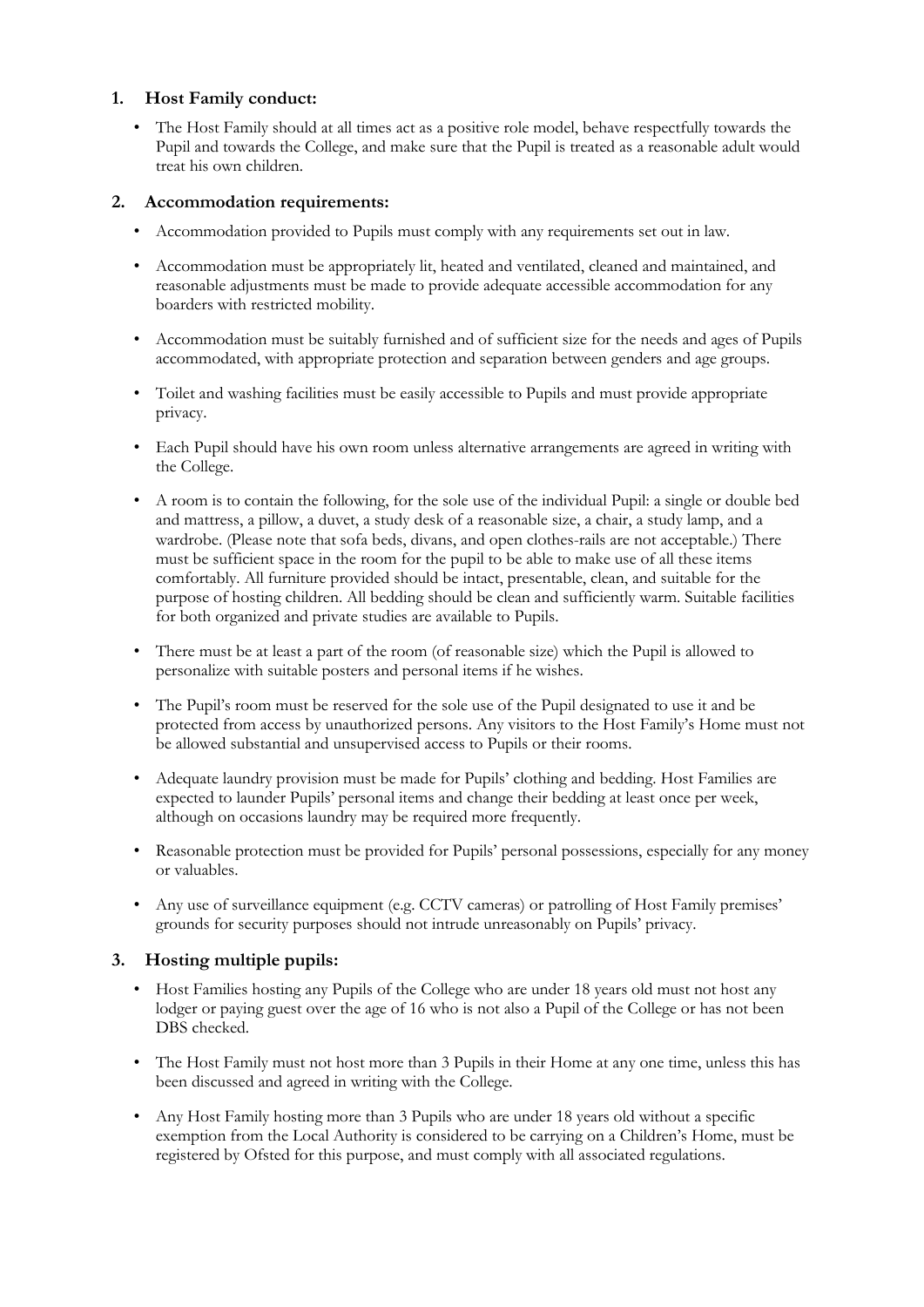## 1. Host Family conduct:

- The Host Family should at all times act as a positive role model, behave respectfully towards the Pupil and towards the College, and make sure that the Pupil is treated as a reasonable adult would treat his own children.

## 2. Accommodation requirements:

- Accommodation provided to Pupils must comply with any requirements set out in law.
- Accommodation must be appropriately lit, heated and ventilated, cleaned and maintained, and reasonable adjustments must be made to provide adequate accessible accommodation for any boarders with restricted mobility.
- Accommodation must be suitably furnished and of sufficient size for the needs and ages of Pupils accommodated, with appropriate protection and separation between genders and age groups.
- Toilet and washing facilities must be easily accessible to Pupils and must provide appropriate privacy.
- Each Pupil should have his own room unless alternative arrangements are agreed in writing with the College.
- A room is to contain the following, for the sole use of the individual Pupil: a single or double bed and mattress, a pillow, a duvet, a study desk of a reasonable size, a chair, a study lamp, and a wardrobe. (Please note that sofa beds, divans, and open clothes-rails are not acceptable.) There must be sufficient space in the room for the pupil to be able to make use of all these items comfortably. All furniture provided should be intact, presentable, clean, and suitable for the purpose of hosting children. All bedding should be clean and sufficiently warm. Suitable facilities for both organized and private studies are available to Pupils.
- There must be at least a part of the room (of reasonable size) which the Pupil is allowed to personalize with suitable posters and personal items if he wishes.
- The Pupil's room must be reserved for the sole use of the Pupil designated to use it and be protected from access by unauthorized persons. Any visitors to the Host Family's Home must not be allowed substantial and unsupervised access to Pupils or their rooms.
- Adequate laundry provision must be made for Pupils' clothing and bedding. Host Families are expected to launder Pupils' personal items and change their bedding at least once per week, although on occasions laundry may be required more frequently.
- Reasonable protection must be provided for Pupils' personal possessions, especially for any money or valuables.
- Any use of surveillance equipment (e.g. CCTV cameras) or patrolling of Host Family premises' grounds for security purposes should not intrude unreasonably on Pupils' privacy.

## 3. Hosting multiple pupils:

- Host Families hosting any Pupils of the College who are under 18 years old must not host any lodger or paying guest over the age of 16 who is not also a Pupil of the College or has not been DBS checked.
- The Host Family must not host more than 3 Pupils in their Home at any one time, unless this has been discussed and agreed in writing with the College.
- Any Host Family hosting more than 3 Pupils who are under 18 years old without a specific exemption from the Local Authority is considered to be carrying on a Children's Home, must be registered by Ofsted for this purpose, and must comply with all associated regulations.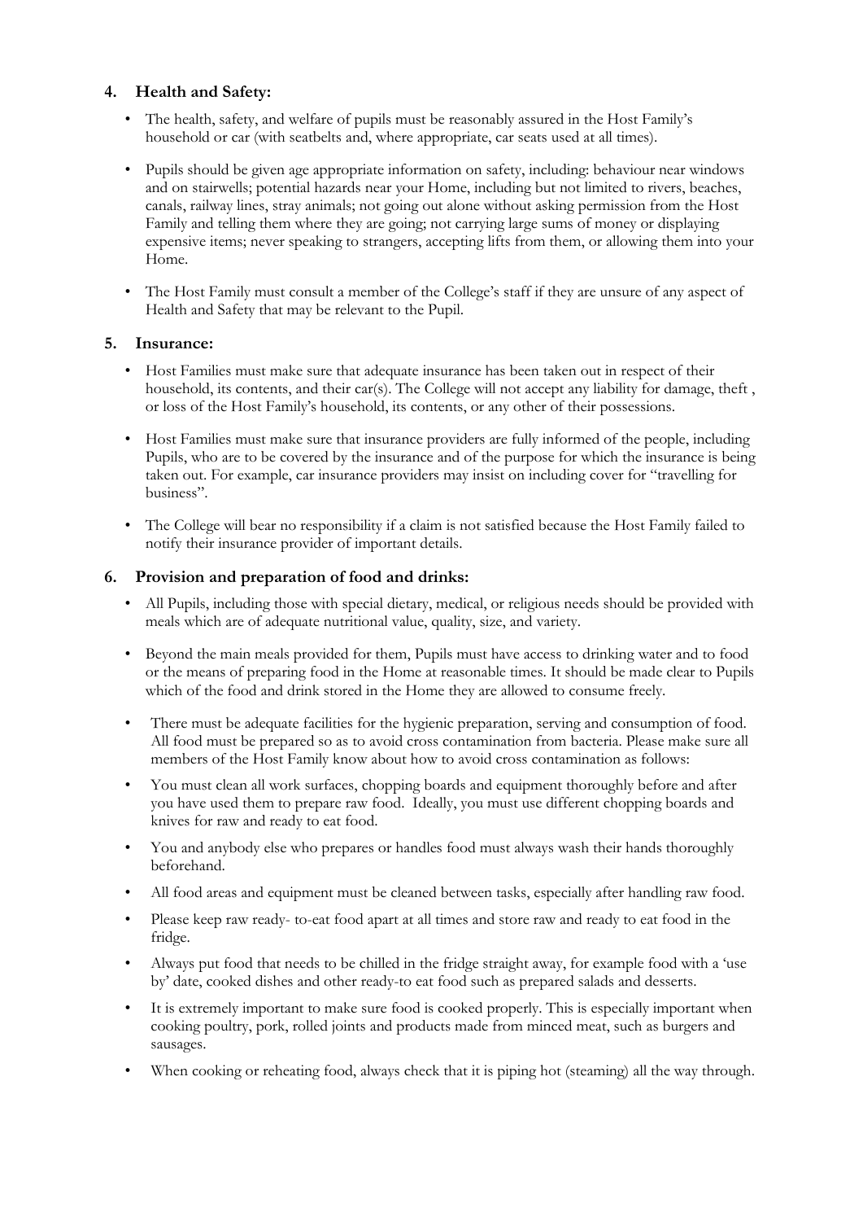## 4. Health and Safety:

- The health, safety, and welfare of pupils must be reasonably assured in the Host Family's household or car (with seatbelts and, where appropriate, car seats used at all times).
- Pupils should be given age appropriate information on safety, including: behaviour near windows and on stairwells; potential hazards near your Home, including but not limited to rivers, beaches, canals, railway lines, stray animals; not going out alone without asking permission from the Host Family and telling them where they are going; not carrying large sums of money or displaying expensive items; never speaking to strangers, accepting lifts from them, or allowing them into your Home.
- The Host Family must consult a member of the College's staff if they are unsure of any aspect of Health and Safety that may be relevant to the Pupil.

## 5. Insurance:

- Host Families must make sure that adequate insurance has been taken out in respect of their household, its contents, and their car(s). The College will not accept any liability for damage, theft , or loss of the Host Family's household, its contents, or any other of their possessions.
- Host Families must make sure that insurance providers are fully informed of the people, including Pupils, who are to be covered by the insurance and of the purpose for which the insurance is being taken out. For example, car insurance providers may insist on including cover for "travelling for business".
- The College will bear no responsibility if a claim is not satisfied because the Host Family failed to notify their insurance provider of important details.

## 6. Provision and preparation of food and drinks:

- All Pupils, including those with special dietary, medical, or religious needs should be provided with meals which are of adequate nutritional value, quality, size, and variety.
- Beyond the main meals provided for them, Pupils must have access to drinking water and to food or the means of preparing food in the Home at reasonable times. It should be made clear to Pupils which of the food and drink stored in the Home they are allowed to consume freely.
- There must be adequate facilities for the hygienic preparation, serving and consumption of food. All food must be prepared so as to avoid cross contamination from bacteria. Please make sure all members of the Host Family know about how to avoid cross contamination as follows:
- You must clean all work surfaces, chopping boards and equipment thoroughly before and after you have used them to prepare raw food. Ideally, you must use different chopping boards and knives for raw and ready to eat food.
- You and anybody else who prepares or handles food must always wash their hands thoroughly beforehand.
- All food areas and equipment must be cleaned between tasks, especially after handling raw food.
- Please keep raw ready- to-eat food apart at all times and store raw and ready to eat food in the fridge.
- Always put food that needs to be chilled in the fridge straight away, for example food with a 'use by' date, cooked dishes and other ready-to eat food such as prepared salads and desserts.
- It is extremely important to make sure food is cooked properly. This is especially important when cooking poultry, pork, rolled joints and products made from minced meat, such as burgers and sausages.
- When cooking or reheating food, always check that it is piping hot (steaming) all the way through.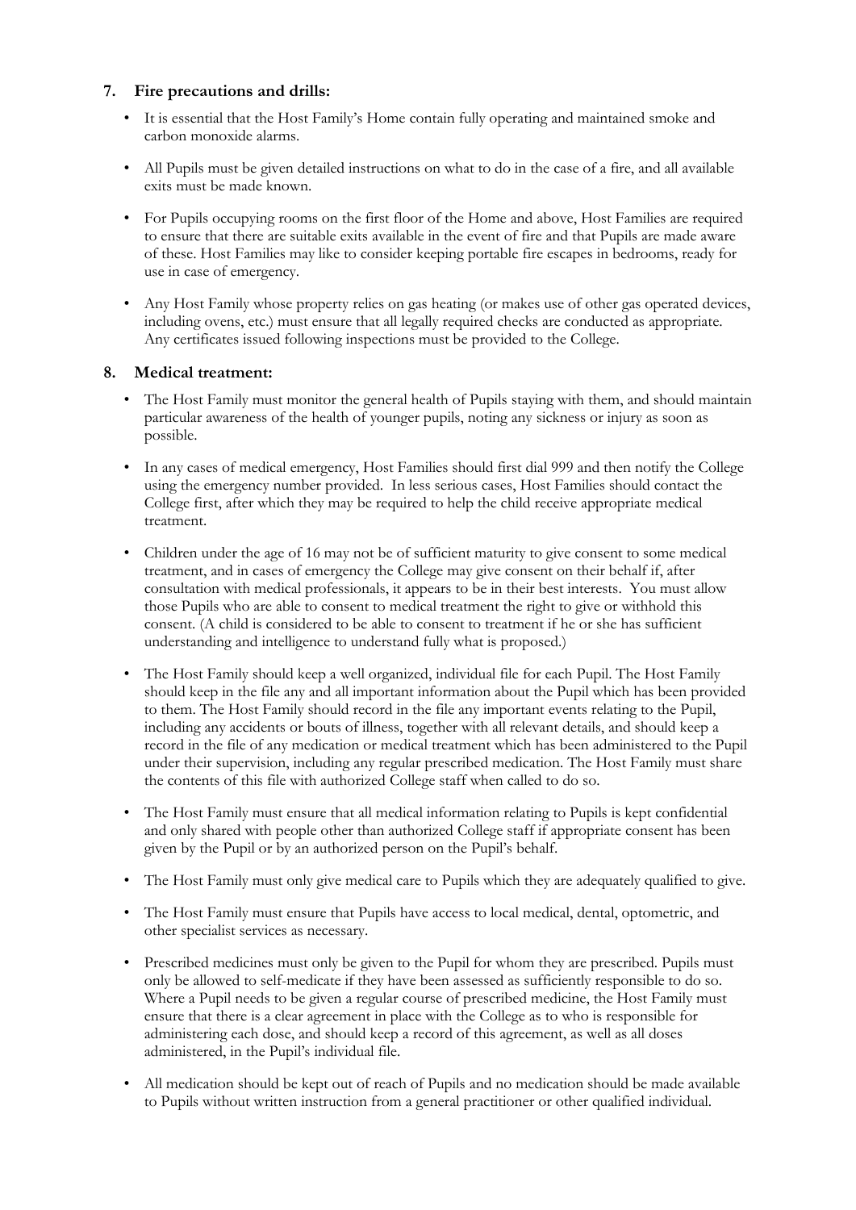## 7. Fire precautions and drills:

- It is essential that the Host Family's Home contain fully operating and maintained smoke and carbon monoxide alarms.
- All Pupils must be given detailed instructions on what to do in the case of a fire, and all available exits must be made known.
- For Pupils occupying rooms on the first floor of the Home and above, Host Families are required to ensure that there are suitable exits available in the event of fire and that Pupils are made aware of these. Host Families may like to consider keeping portable fire escapes in bedrooms, ready for use in case of emergency.
- Any Host Family whose property relies on gas heating (or makes use of other gas operated devices, including ovens, etc.) must ensure that all legally required checks are conducted as appropriate. Any certificates issued following inspections must be provided to the College.

## 8. Medical treatment:

- The Host Family must monitor the general health of Pupils staying with them, and should maintain particular awareness of the health of younger pupils, noting any sickness or injury as soon as possible.
- In any cases of medical emergency, Host Families should first dial 999 and then notify the College using the emergency number provided. In less serious cases, Host Families should contact the College first, after which they may be required to help the child receive appropriate medical treatment.
- Children under the age of 16 may not be of sufficient maturity to give consent to some medical treatment, and in cases of emergency the College may give consent on their behalf if, after consultation with medical professionals, it appears to be in their best interests. You must allow those Pupils who are able to consent to medical treatment the right to give or withhold this consent. (A child is considered to be able to consent to treatment if he or she has sufficient understanding and intelligence to understand fully what is proposed.)
- The Host Family should keep a well organized, individual file for each Pupil. The Host Family should keep in the file any and all important information about the Pupil which has been provided to them. The Host Family should record in the file any important events relating to the Pupil, including any accidents or bouts of illness, together with all relevant details, and should keep a record in the file of any medication or medical treatment which has been administered to the Pupil under their supervision, including any regular prescribed medication. The Host Family must share the contents of this file with authorized College staff when called to do so.
- The Host Family must ensure that all medical information relating to Pupils is kept confidential and only shared with people other than authorized College staff if appropriate consent has been given by the Pupil or by an authorized person on the Pupil's behalf.
- The Host Family must only give medical care to Pupils which they are adequately qualified to give.
- The Host Family must ensure that Pupils have access to local medical, dental, optometric, and other specialist services as necessary.
- Prescribed medicines must only be given to the Pupil for whom they are prescribed. Pupils must only be allowed to self-medicate if they have been assessed as sufficiently responsible to do so. Where a Pupil needs to be given a regular course of prescribed medicine, the Host Family must ensure that there is a clear agreement in place with the College as to who is responsible for administering each dose, and should keep a record of this agreement, as well as all doses administered, in the Pupil's individual file.
- All medication should be kept out of reach of Pupils and no medication should be made available to Pupils without written instruction from a general practitioner or other qualified individual.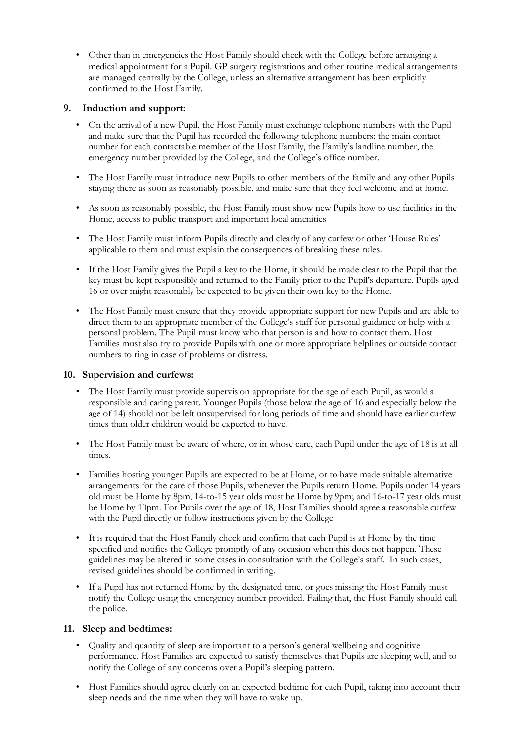- Other than in emergencies the Host Family should check with the College before arranging a medical appointment for a Pupil. GP surgery registrations and other routine medical arrangements are managed centrally by the College, unless an alternative arrangement has been explicitly confirmed to the Host Family.

## 9. Induction and support:

- On the arrival of a new Pupil, the Host Family must exchange telephone numbers with the Pupil and make sure that the Pupil has recorded the following telephone numbers: the main contact number for each contactable member of the Host Family, the Family's landline number, the emergency number provided by the College, and the College's office number.
- The Host Family must introduce new Pupils to other members of the family and any other Pupils staying there as soon as reasonably possible, and make sure that they feel welcome and at home.
- As soon as reasonably possible, the Host Family must show new Pupils how to use facilities in the Home, access to public transport and important local amenities
- The Host Family must inform Pupils directly and clearly of any curfew or other 'House Rules' applicable to them and must explain the consequences of breaking these rules.
- If the Host Family gives the Pupil a key to the Home, it should be made clear to the Pupil that the key must be kept responsibly and returned to the Family prior to the Pupil's departure. Pupils aged 16 or over might reasonably be expected to be given their own key to the Home.
- The Host Family must ensure that they provide appropriate support for new Pupils and are able to direct them to an appropriate member of the College's staff for personal guidance or help with a personal problem. The Pupil must know who that person is and how to contact them. Host Families must also try to provide Pupils with one or more appropriate helplines or outside contact numbers to ring in case of problems or distress.

## 10. Supervision and curfews:

- The Host Family must provide supervision appropriate for the age of each Pupil, as would a responsible and caring parent. Younger Pupils (those below the age of 16 and especially below the age of 14) should not be left unsupervised for long periods of time and should have earlier curfew times than older children would be expected to have.
- The Host Family must be aware of where, or in whose care, each Pupil under the age of 18 is at all times.
- Families hosting younger Pupils are expected to be at Home, or to have made suitable alternative arrangements for the care of those Pupils, whenever the Pupils return Home. Pupils under 14 years old must be Home by 8pm; 14-to-15 year olds must be Home by 9pm; and 16-to-17 year olds must be Home by 10pm. For Pupils over the age of 18, Host Families should agree a reasonable curfew with the Pupil directly or follow instructions given by the College.
- It is required that the Host Family check and confirm that each Pupil is at Home by the time specified and notifies the College promptly of any occasion when this does not happen. These guidelines may be altered in some cases in consultation with the College's staff. In such cases, revised guidelines should be confirmed in writing.
- If a Pupil has not returned Home by the designated time, or goes missing the Host Family must notify the College using the emergency number provided. Failing that, the Host Family should call the police.

## 11. Sleep and bedtimes:

- Quality and quantity of sleep are important to a person's general wellbeing and cognitive performance. Host Families are expected to satisfy themselves that Pupils are sleeping well, and to notify the College of any concerns over a Pupil's sleeping pattern.
- Host Families should agree clearly on an expected bedtime for each Pupil, taking into account their sleep needs and the time when they will have to wake up.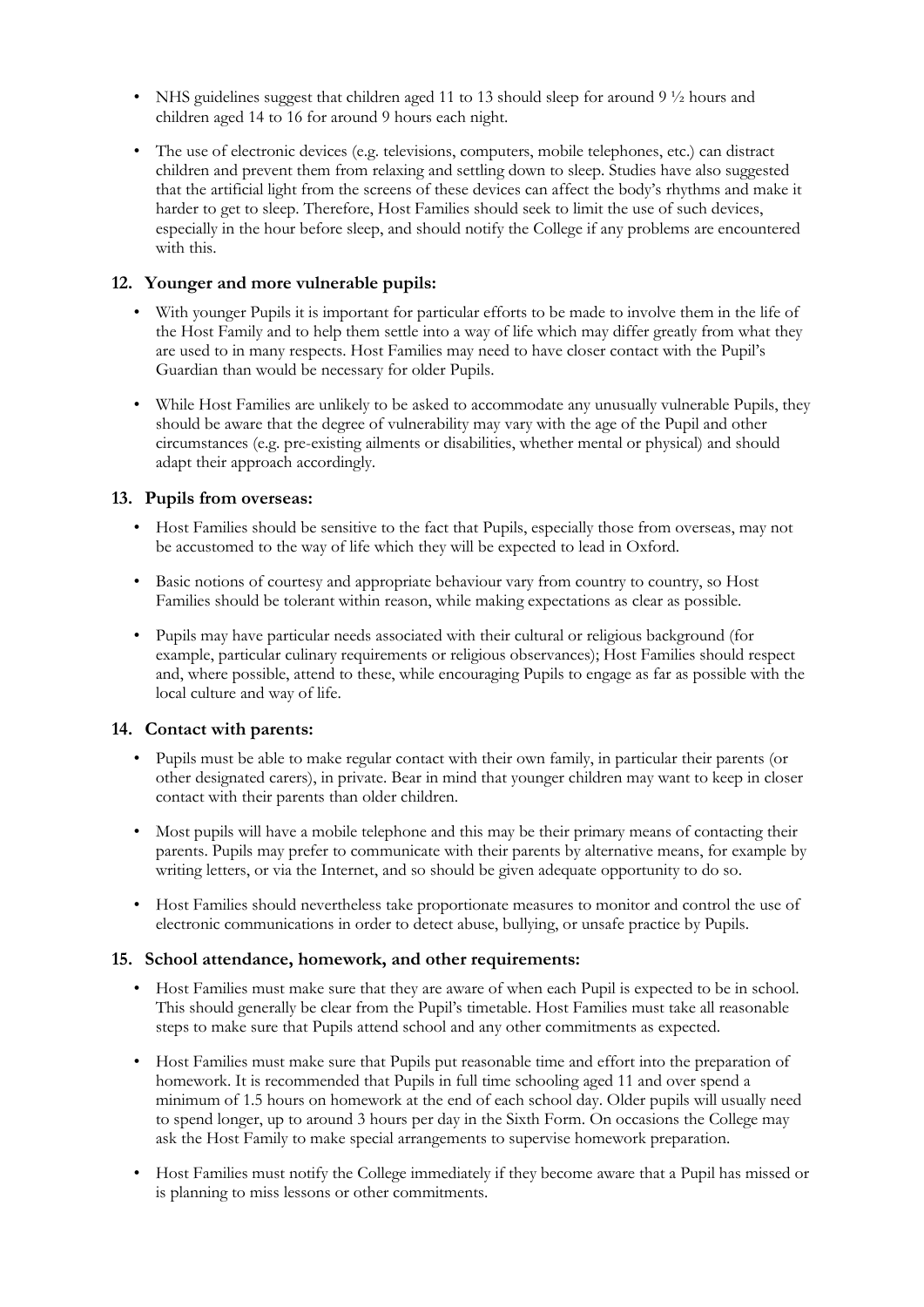- NHS guidelines suggest that children aged 11 to 13 should sleep for around 9 ½ hours and children aged 14 to 16 for around 9 hours each night.
- The use of electronic devices (e.g. televisions, computers, mobile telephones, etc.) can distract children and prevent them from relaxing and settling down to sleep. Studies have also suggested that the artificial light from the screens of these devices can affect the body's rhythms and make it harder to get to sleep. Therefore, Host Families should seek to limit the use of such devices, especially in the hour before sleep, and should notify the College if any problems are encountered with this.

## 12. Younger and more vulnerable pupils:

- With younger Pupils it is important for particular efforts to be made to involve them in the life of the Host Family and to help them settle into a way of life which may differ greatly from what they are used to in many respects. Host Families may need to have closer contact with the Pupil's Guardian than would be necessary for older Pupils.
- While Host Families are unlikely to be asked to accommodate any unusually vulnerable Pupils, they should be aware that the degree of vulnerability may vary with the age of the Pupil and other circumstances (e.g. pre-existing ailments or disabilities, whether mental or physical) and should adapt their approach accordingly.

## 13. Pupils from overseas:

- Host Families should be sensitive to the fact that Pupils, especially those from overseas, may not be accustomed to the way of life which they will be expected to lead in Oxford.
- Basic notions of courtesy and appropriate behaviour vary from country to country, so Host Families should be tolerant within reason, while making expectations as clear as possible.
- Pupils may have particular needs associated with their cultural or religious background (for example, particular culinary requirements or religious observances); Host Families should respect and, where possible, attend to these, while encouraging Pupils to engage as far as possible with the local culture and way of life.

## 14. Contact with parents:

- Pupils must be able to make regular contact with their own family, in particular their parents (or other designated carers), in private. Bear in mind that younger children may want to keep in closer contact with their parents than older children.
- Most pupils will have a mobile telephone and this may be their primary means of contacting their parents. Pupils may prefer to communicate with their parents by alternative means, for example by writing letters, or via the Internet, and so should be given adequate opportunity to do so.
- Host Families should nevertheless take proportionate measures to monitor and control the use of electronic communications in order to detect abuse, bullying, or unsafe practice by Pupils.

## 15. School attendance, homework, and other requirements:

- Host Families must make sure that they are aware of when each Pupil is expected to be in school. This should generally be clear from the Pupil's timetable. Host Families must take all reasonable steps to make sure that Pupils attend school and any other commitments as expected.
- Host Families must make sure that Pupils put reasonable time and effort into the preparation of homework. It is recommended that Pupils in full time schooling aged 11 and over spend a minimum of 1.5 hours on homework at the end of each school day. Older pupils will usually need to spend longer, up to around 3 hours per day in the Sixth Form. On occasions the College may ask the Host Family to make special arrangements to supervise homework preparation.
- Host Families must notify the College immediately if they become aware that a Pupil has missed or is planning to miss lessons or other commitments.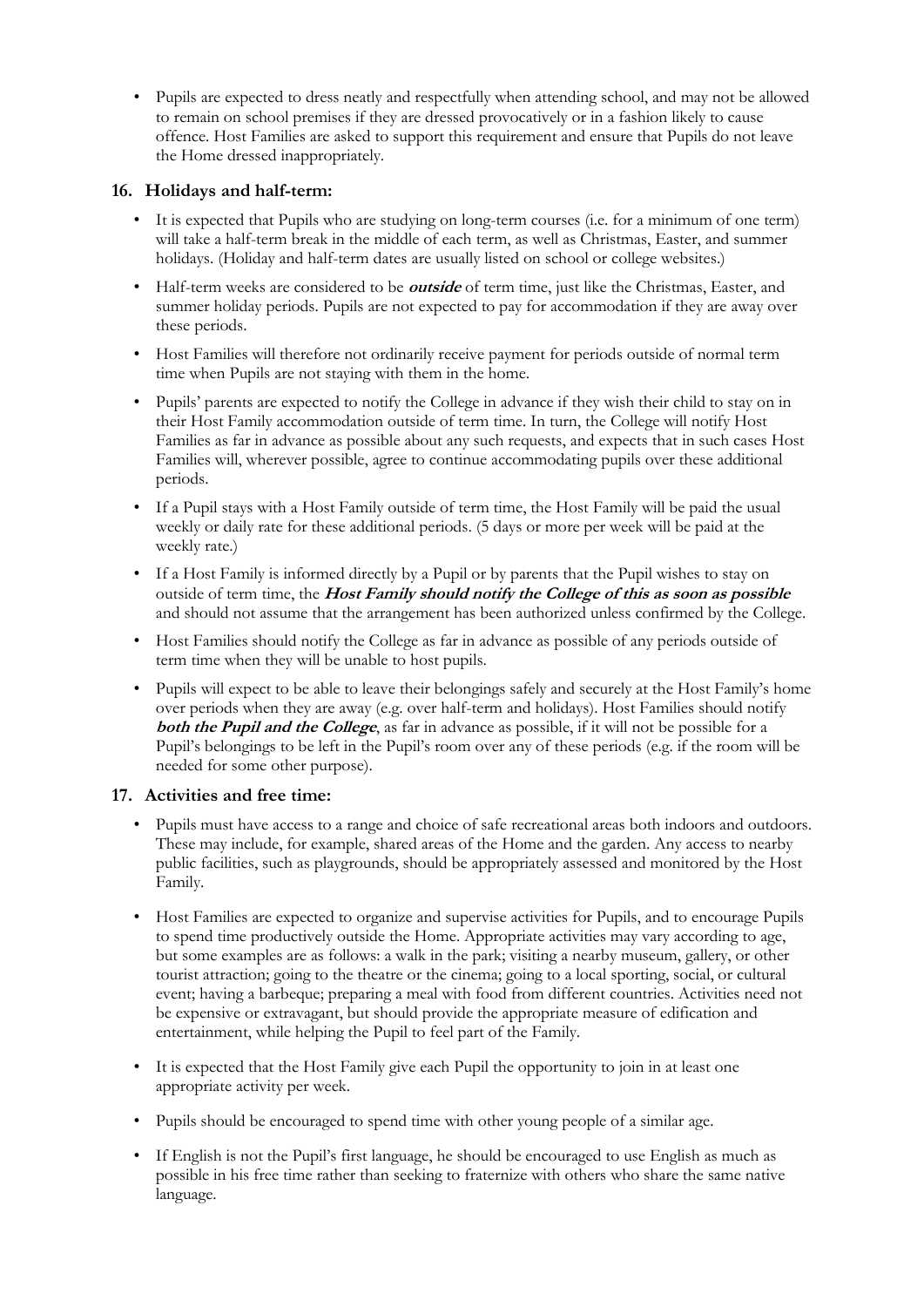- Pupils are expected to dress neatly and respectfully when attending school, and may not be allowed to remain on school premises if they are dressed provocatively or in a fashion likely to cause offence. Host Families are asked to support this requirement and ensure that Pupils do not leave the Home dressed inappropriately.

### 16. Holidays and half-term:

- It is expected that Pupils who are studying on long-term courses (i.e. for a minimum of one term) will take a half-term break in the middle of each term, as well as Christmas, Easter, and summer holidays. (Holiday and half-term dates are usually listed on school or college websites.)
- Half-term weeks are considered to be ***outside*** of term time, just like the Christmas, Easter, and summer holiday periods. Pupils are not expected to pay for accommodation if they are away over these periods.
- Host Families will therefore not ordinarily receive payment for periods outside of normal term time when Pupils are not staying with them in the home.
- Pupils' parents are expected to notify the College in advance if they wish their child to stay on in their Host Family accommodation outside of term time. In turn, the College will notify Host Families as far in advance as possible about any such requests, and expects that in such cases Host Families will, wherever possible, agree to continue accommodating pupils over these additional periods.
- If a Pupil stays with a Host Family outside of term time, the Host Family will be paid the usual weekly or daily rate for these additional periods. (5 days or more per week will be paid at the weekly rate.)
- If a Host Family is informed directly by a Pupil or by parents that the Pupil wishes to stay on outside of term time, the ***Host Family should notify the College of this as soon as possible*** and should not assume that the arrangement has been authorized unless confirmed by the College.
- Host Families should notify the College as far in advance as possible of any periods outside of term time when they will be unable to host pupils.
- Pupils will expect to be able to leave their belongings safely and securely at the Host Family's home over periods when they are away (e.g. over half-term and holidays). Host Families should notify ***both the Pupil and the College***, as far in advance as possible, if it will not be possible for a Pupil's belongings to be left in the Pupil's room over any of these periods (e.g. if the room will be needed for some other purpose).

### 17. Activities and free time:

- Pupils must have access to a range and choice of safe recreational areas both indoors and outdoors. These may include, for example, shared areas of the Home and the garden. Any access to nearby public facilities, such as playgrounds, should be appropriately assessed and monitored by the Host Family.
- Host Families are expected to organize and supervise activities for Pupils, and to encourage Pupils to spend time productively outside the Home. Appropriate activities may vary according to age, but some examples are as follows: a walk in the park; visiting a nearby museum, gallery, or other tourist attraction; going to the theatre or the cinema; going to a local sporting, social, or cultural event; having a barbeque; preparing a meal with food from different countries. Activities need not be expensive or extravagant, but should provide the appropriate measure of edification and entertainment, while helping the Pupil to feel part of the Family.
- It is expected that the Host Family give each Pupil the opportunity to join in at least one appropriate activity per week.
- Pupils should be encouraged to spend time with other young people of a similar age.
- If English is not the Pupil's first language, he should be encouraged to use English as much as possible in his free time rather than seeking to fraternize with others who share the same native language.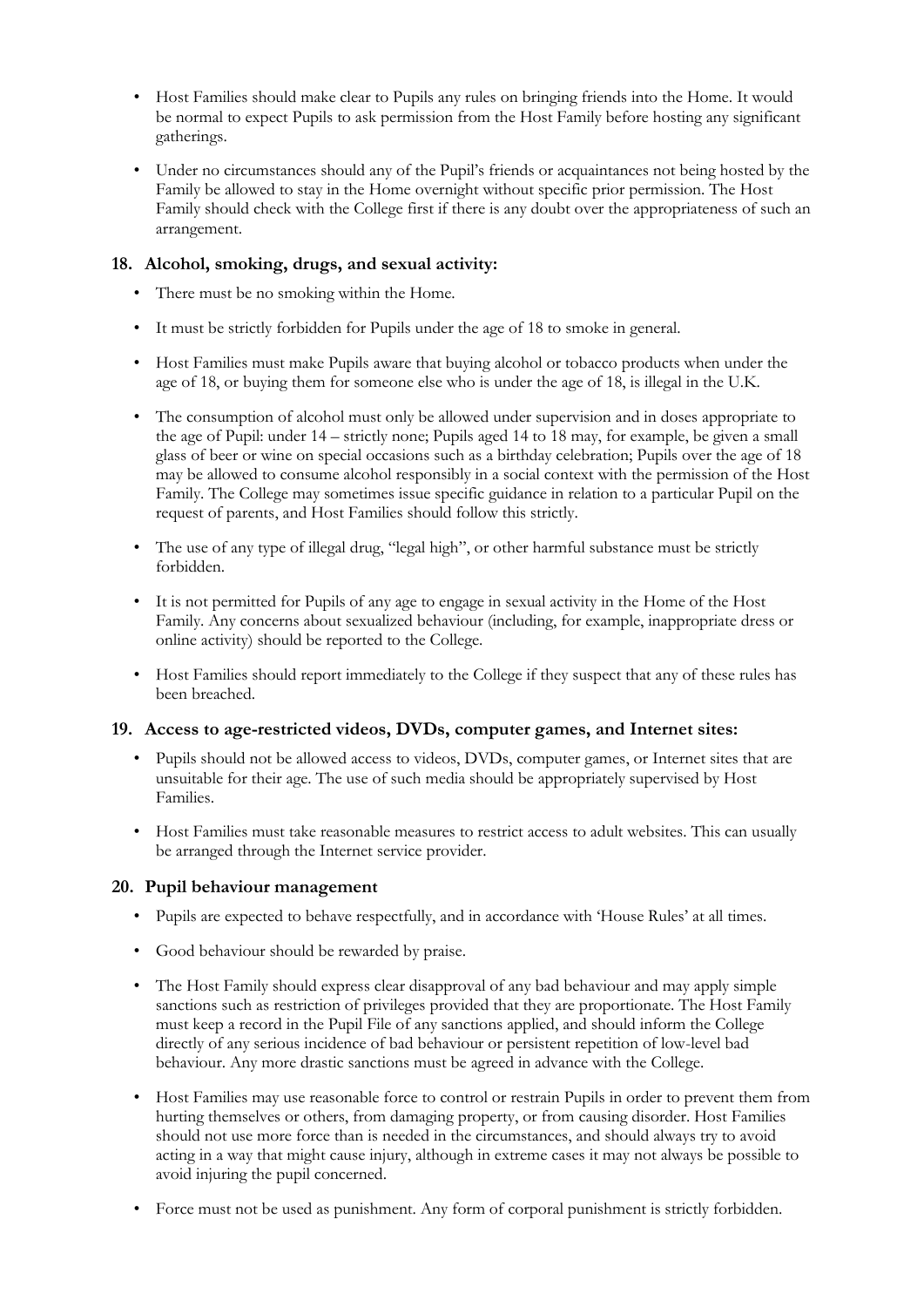- Host Families should make clear to Pupils any rules on bringing friends into the Home. It would be normal to expect Pupils to ask permission from the Host Family before hosting any significant gatherings.
- Under no circumstances should any of the Pupil's friends or acquaintances not being hosted by the Family be allowed to stay in the Home overnight without specific prior permission. The Host Family should check with the College first if there is any doubt over the appropriateness of such an arrangement.

## 18. Alcohol, smoking, drugs, and sexual activity:

- There must be no smoking within the Home.
- It must be strictly forbidden for Pupils under the age of 18 to smoke in general.
- Host Families must make Pupils aware that buying alcohol or tobacco products when under the age of 18, or buying them for someone else who is under the age of 18, is illegal in the U.K.
- The consumption of alcohol must only be allowed under supervision and in doses appropriate to the age of Pupil: under 14 – strictly none; Pupils aged 14 to 18 may, for example, be given a small glass of beer or wine on special occasions such as a birthday celebration; Pupils over the age of 18 may be allowed to consume alcohol responsibly in a social context with the permission of the Host Family. The College may sometimes issue specific guidance in relation to a particular Pupil on the request of parents, and Host Families should follow this strictly.
- The use of any type of illegal drug, "legal high", or other harmful substance must be strictly forbidden.
- It is not permitted for Pupils of any age to engage in sexual activity in the Home of the Host Family. Any concerns about sexualized behaviour (including, for example, inappropriate dress or online activity) should be reported to the College.
- Host Families should report immediately to the College if they suspect that any of these rules has been breached.

## 19. Access to age-restricted videos, DVDs, computer games, and Internet sites:

- Pupils should not be allowed access to videos, DVDs, computer games, or Internet sites that are unsuitable for their age. The use of such media should be appropriately supervised by Host Families.
- Host Families must take reasonable measures to restrict access to adult websites. This can usually be arranged through the Internet service provider.

## 20. Pupil behaviour management

- Pupils are expected to behave respectfully, and in accordance with 'House Rules' at all times.
- Good behaviour should be rewarded by praise.
- The Host Family should express clear disapproval of any bad behaviour and may apply simple sanctions such as restriction of privileges provided that they are proportionate. The Host Family must keep a record in the Pupil File of any sanctions applied, and should inform the College directly of any serious incidence of bad behaviour or persistent repetition of low-level bad behaviour. Any more drastic sanctions must be agreed in advance with the College.
- Host Families may use reasonable force to control or restrain Pupils in order to prevent them from hurting themselves or others, from damaging property, or from causing disorder. Host Families should not use more force than is needed in the circumstances, and should always try to avoid acting in a way that might cause injury, although in extreme cases it may not always be possible to avoid injuring the pupil concerned.
- Force must not be used as punishment. Any form of corporal punishment is strictly forbidden.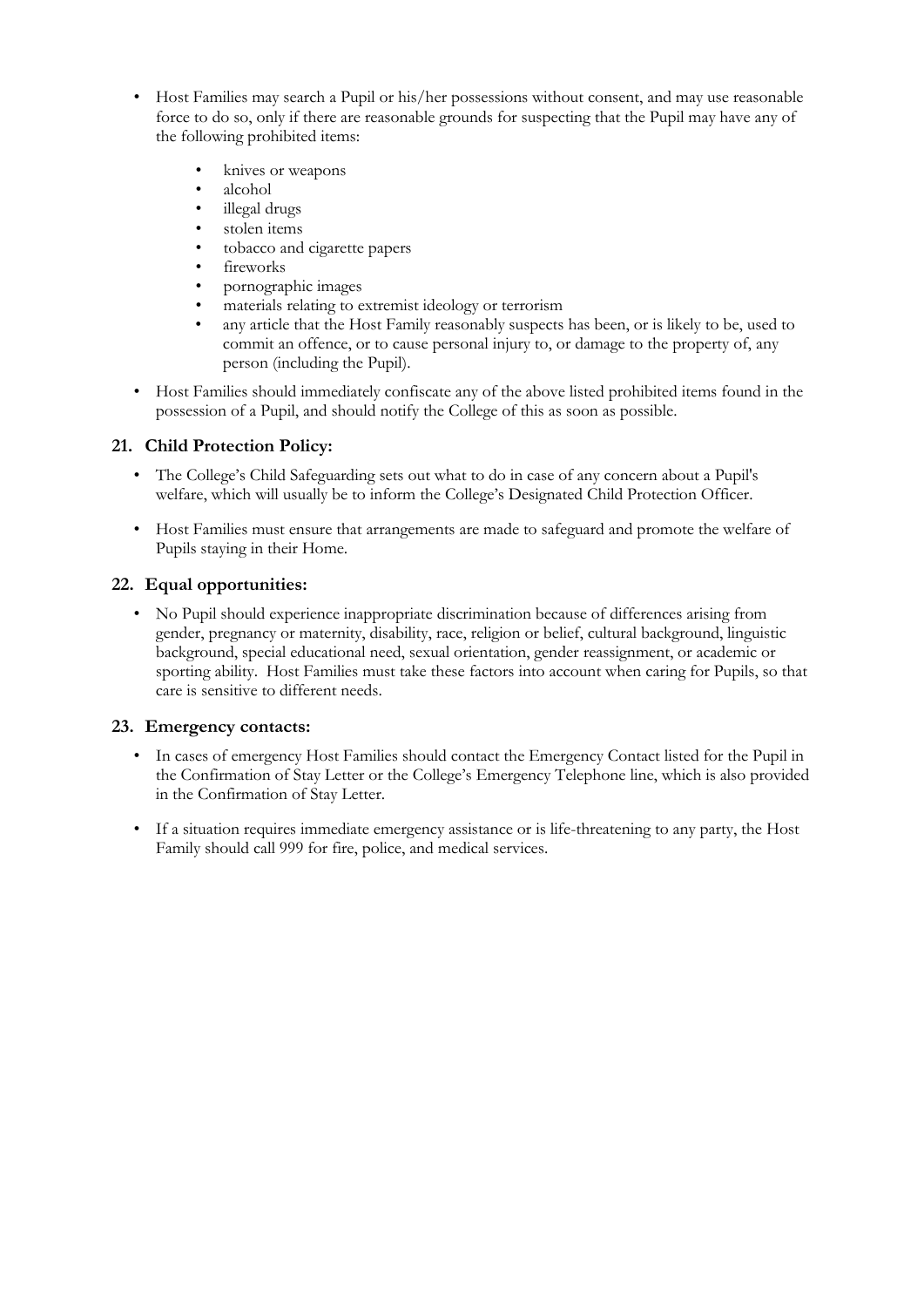- Host Families may search a Pupil or his/her possessions without consent, and may use reasonable force to do so, only if there are reasonable grounds for suspecting that the Pupil may have any of the following prohibited items:
    - knives or weapons
    - alcohol
    - illegal drugs
    - stolen items
    - tobacco and cigarette papers
    - fireworks
    - pornographic images
    - materials relating to extremist ideology or terrorism
    - any article that the Host Family reasonably suspects has been, or is likely to be, used to commit an offence, or to cause personal injury to, or damage to the property of, any person (including the Pupil).
- Host Families should immediately confiscate any of the above listed prohibited items found in the possession of a Pupil, and should notify the College of this as soon as possible.

### 21. Child Protection Policy:

- The College's Child Safeguarding sets out what to do in case of any concern about a Pupil's welfare, which will usually be to inform the College's Designated Child Protection Officer.
- Host Families must ensure that arrangements are made to safeguard and promote the welfare of Pupils staying in their Home.

### 22. Equal opportunities:

- No Pupil should experience inappropriate discrimination because of differences arising from gender, pregnancy or maternity, disability, race, religion or belief, cultural background, linguistic background, special educational need, sexual orientation, gender reassignment, or academic or sporting ability. Host Families must take these factors into account when caring for Pupils, so that care is sensitive to different needs.

### 23. Emergency contacts:

- In cases of emergency Host Families should contact the Emergency Contact listed for the Pupil in the Confirmation of Stay Letter or the College's Emergency Telephone line, which is also provided in the Confirmation of Stay Letter.
- If a situation requires immediate emergency assistance or is life-threatening to any party, the Host Family should call 999 for fire, police, and medical services.